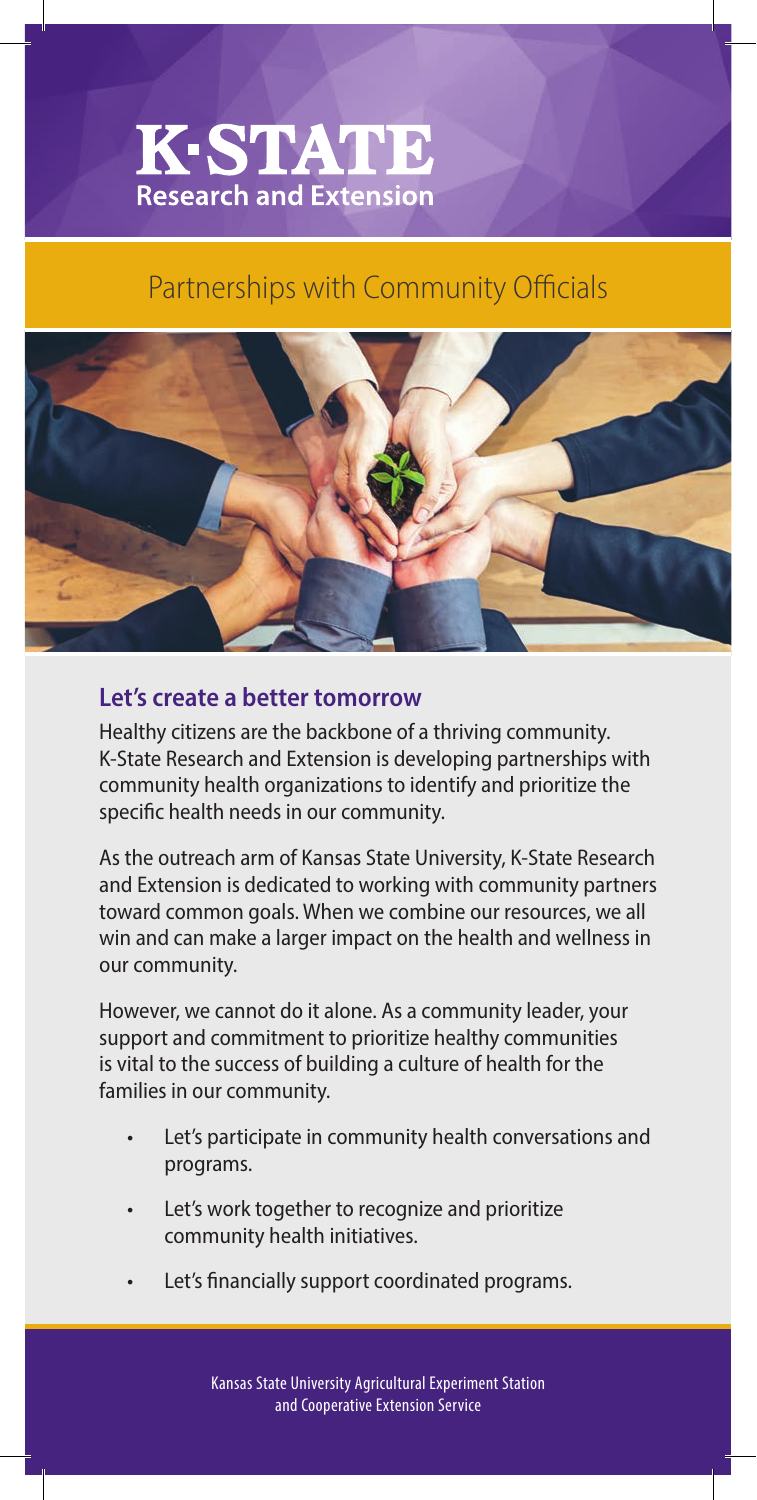# K-STATE Research and Extension

## Partnerships with Community Officials

### Let's create a better tomorrow

Healthy citizens are the backbone of a thriving community. K-State Research and Extension is developing partnerships with community health organizations to identify and prioritize the specific health needs in our community.

As the outreach arm of Kansas State University, K-State Research and Extension is dedicated to working with community partners toward common goals. When we combine our resources, we all win and can make a larger impact on the health and wellness in our community.

However, we cannot do it alone. As a community leader, your support and commitment to prioritize healthy communities is vital to the success of building a culture of health for the families in our community.

- Let's participate in community health conversations and programs.
- Let's work together to recognize and prioritize community health initiatives.
- Let's financially support coordinated programs.

Kansas State University Agricultural Experiment Station and Cooperative Extension Service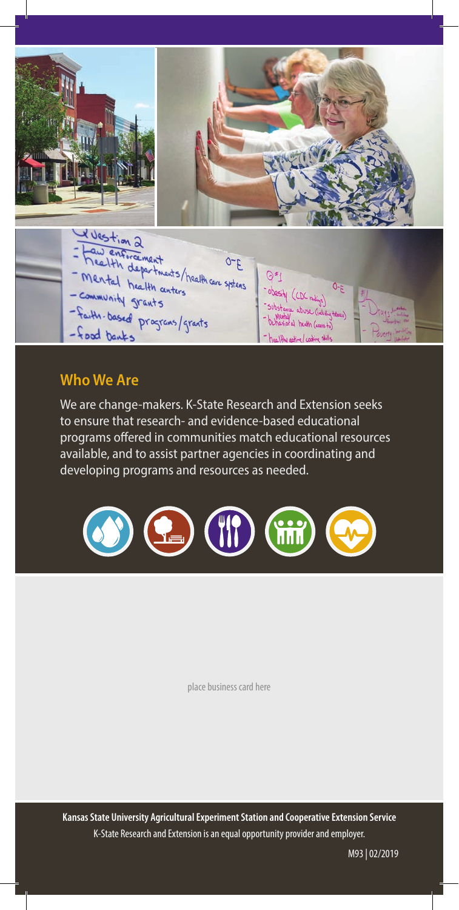## Who We Are

We are change-makers. K-State Research and Extension seeks to ensure that research- and evidence-based educational programs offered in communities match educational resources available, and to assist partner agencies in coordinating and developing programs and resources as needed.

place business card here

**Kansas State University Agricultural Experiment Station and Cooperative Extension Service**

K-State Research and Extension is an equal opportunity provider and employer.

M93 | 02/2019